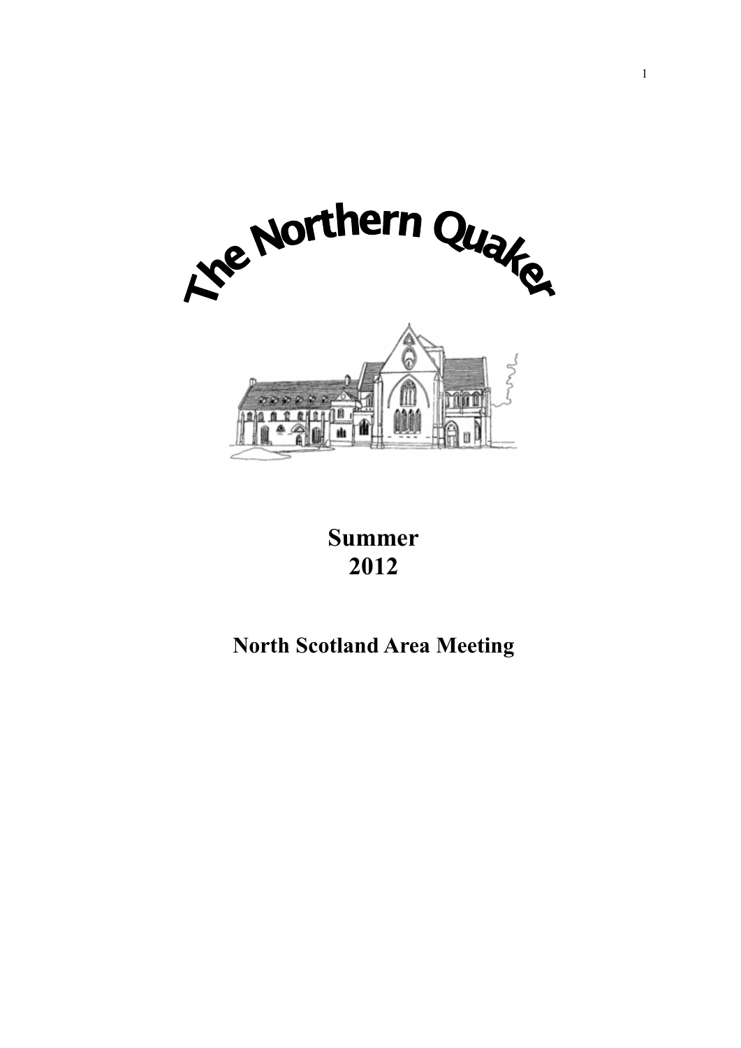# The Northern Quaker

**Summer**
**2012**

**North Scotland Area Meeting**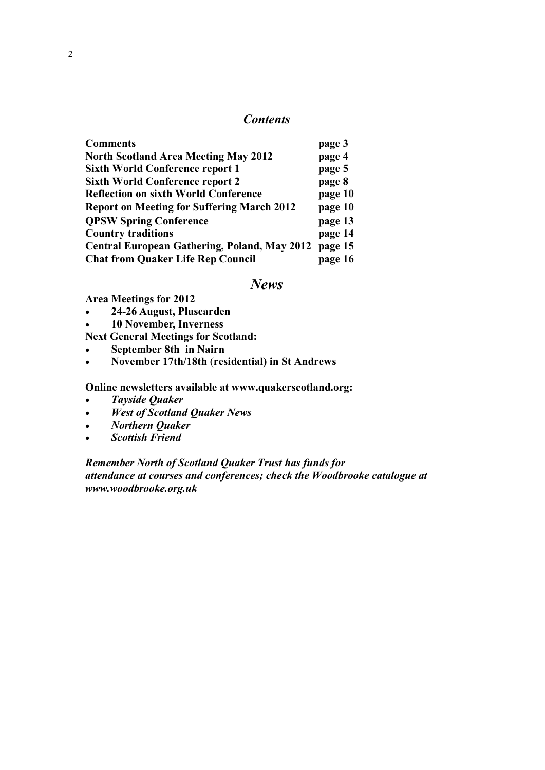## *Contents*

| **Comments** | **page 3** |
|---|---|
| **North Scotland Area Meeting May 2012** | **page 4** |
| **Sixth World Conference report 1** | **page 5** |
| **Sixth World Conference report 2** | **page 8** |
| **Reflection on sixth World Conference** | **page 10** |
| **Report on Meeting for Suffering March 2012** | **page 10** |
| **QPSW Spring Conference** | **page 13** |
| **Country traditions** | **page 14** |
| **Central European Gathering, Poland, May 2012** | **page 15** |
| **Chat from Quaker Life Rep Council** | **page 16** |

## *News*

**Area Meetings for 2012**

- **24-26 August, Pluscarden**
- **10 November, Inverness**

**Next General Meetings for Scotland:**

- **September 8th in Nairn**
- **November 17th/18th (residential) in St Andrews**

**Online newsletters available at www.quakerscotland.org:**

- ***Tayside Quaker***
- ***West of Scotland Quaker News***
- ***Northern Quaker***
- ***Scottish Friend***

***Remember North of Scotland Quaker Trust has funds for attendance at courses and conferences; check the Woodbrooke catalogue at www.woodbrooke.org.uk***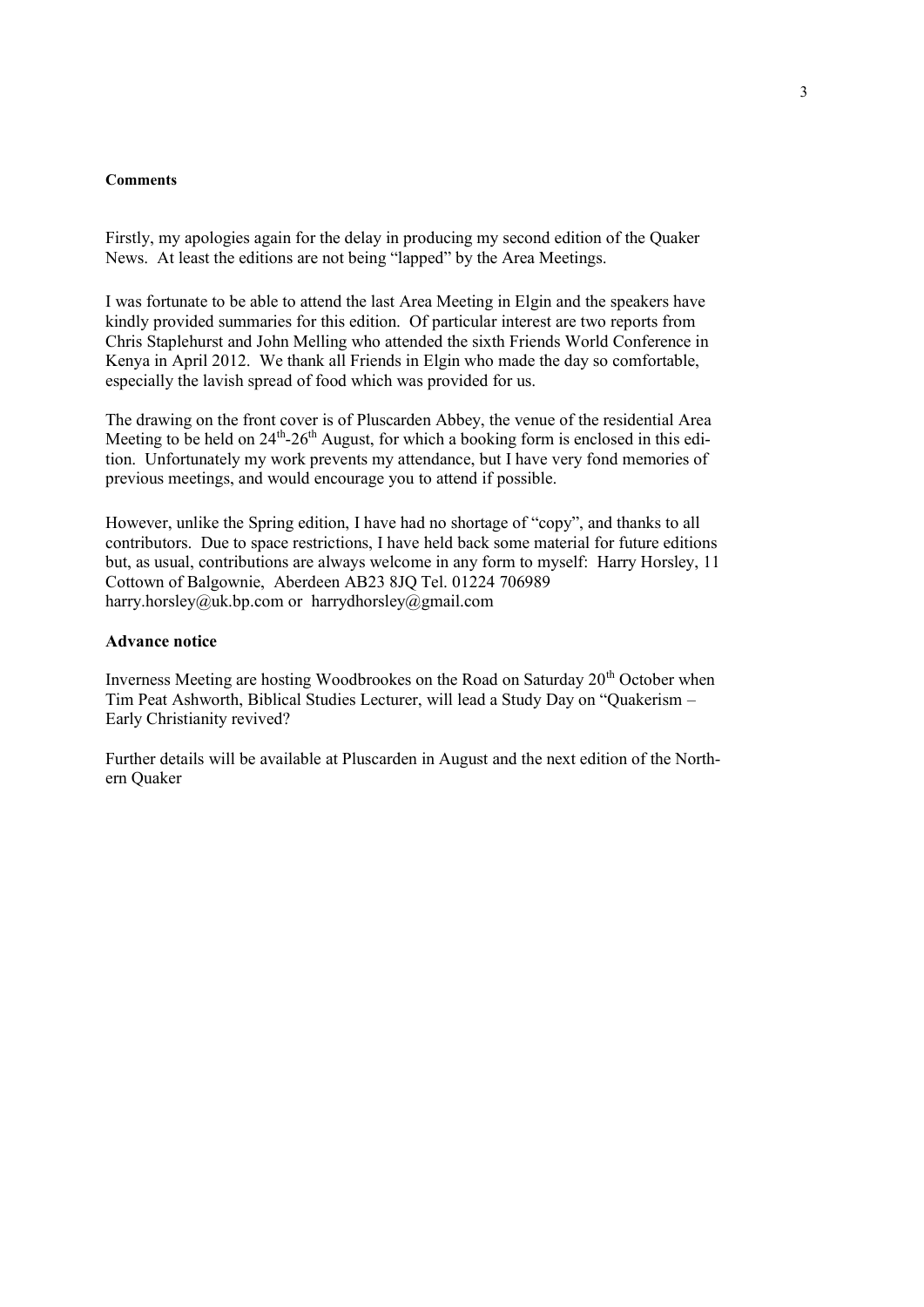**Comments**

Firstly, my apologies again for the delay in producing my second edition of the Quaker News. At least the editions are not being "lapped" by the Area Meetings.

I was fortunate to be able to attend the last Area Meeting in Elgin and the speakers have kindly provided summaries for this edition. Of particular interest are two reports from Chris Staplehurst and John Melling who attended the sixth Friends World Conference in Kenya in April 2012. We thank all Friends in Elgin who made the day so comfortable, especially the lavish spread of food which was provided for us.

The drawing on the front cover is of Pluscarden Abbey, the venue of the residential Area Meeting to be held on 24th-26th August, for which a booking form is enclosed in this edition. Unfortunately my work prevents my attendance, but I have very fond memories of previous meetings, and would encourage you to attend if possible.

However, unlike the Spring edition, I have had no shortage of "copy", and thanks to all contributors. Due to space restrictions, I have held back some material for future editions but, as usual, contributions are always welcome in any form to myself: Harry Horsley, 11 Cottown of Balgownie, Aberdeen AB23 8JQ Tel. 01224 706989 harry.horsley@uk.bp.com or harrydhorsley@gmail.com

### Advance notice

Inverness Meeting are hosting Woodbrookes on the Road on Saturday 20th October when Tim Peat Ashworth, Biblical Studies Lecturer, will lead a Study Day on "Quakerism – Early Christianity revived?

Further details will be available at Pluscarden in August and the next edition of the Northern Quaker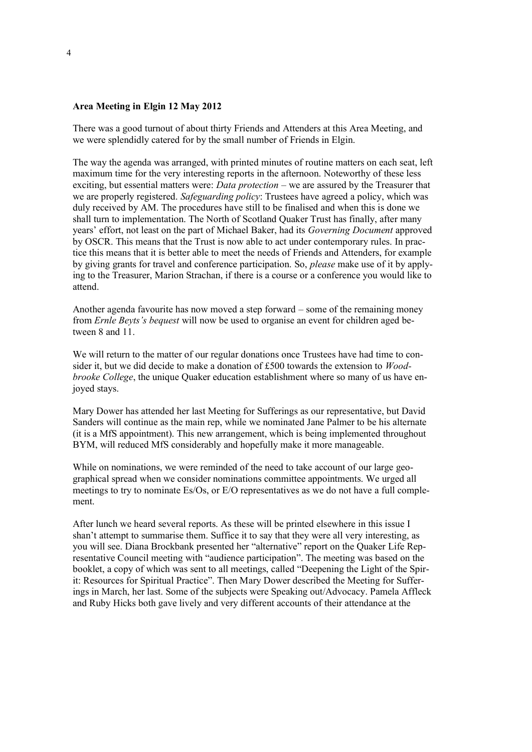**Area Meeting in Elgin 12 May 2012**

There was a good turnout of about thirty Friends and Attenders at this Area Meeting, and we were splendidly catered for by the small number of Friends in Elgin.

The way the agenda was arranged, with printed minutes of routine matters on each seat, left maximum time for the very interesting reports in the afternoon. Noteworthy of these less exciting, but essential matters were: *Data protection* – we are assured by the Treasurer that we are properly registered. *Safeguarding policy*: Trustees have agreed a policy, which was duly received by AM. The procedures have still to be finalised and when this is done we shall turn to implementation. The North of Scotland Quaker Trust has finally, after many years' effort, not least on the part of Michael Baker, had its *Governing Document* approved by OSCR. This means that the Trust is now able to act under contemporary rules. In practice this means that it is better able to meet the needs of Friends and Attenders, for example by giving grants for travel and conference participation. So, *please* make use of it by applying to the Treasurer, Marion Strachan, if there is a course or a conference you would like to attend.

Another agenda favourite has now moved a step forward – some of the remaining money from *Ernle Beyts's bequest* will now be used to organise an event for children aged between 8 and 11.

We will return to the matter of our regular donations once Trustees have had time to consider it, but we did decide to make a donation of £500 towards the extension to *Woodbrooke College*, the unique Quaker education establishment where so many of us have enjoyed stays.

Mary Dower has attended her last Meeting for Sufferings as our representative, but David Sanders will continue as the main rep, while we nominated Jane Palmer to be his alternate (it is a MfS appointment). This new arrangement, which is being implemented throughout BYM, will reduced MfS considerably and hopefully make it more manageable.

While on nominations, we were reminded of the need to take account of our large geographical spread when we consider nominations committee appointments. We urged all meetings to try to nominate Es/Os, or E/O representatives as we do not have a full complement.

After lunch we heard several reports. As these will be printed elsewhere in this issue I shan't attempt to summarise them. Suffice it to say that they were all very interesting, as you will see. Diana Brockbank presented her "alternative" report on the Quaker Life Representative Council meeting with "audience participation". The meeting was based on the booklet, a copy of which was sent to all meetings, called "Deepening the Light of the Spirit: Resources for Spiritual Practice". Then Mary Dower described the Meeting for Sufferings in March, her last. Some of the subjects were Speaking out/Advocacy. Pamela Affleck and Ruby Hicks both gave lively and very different accounts of their attendance at the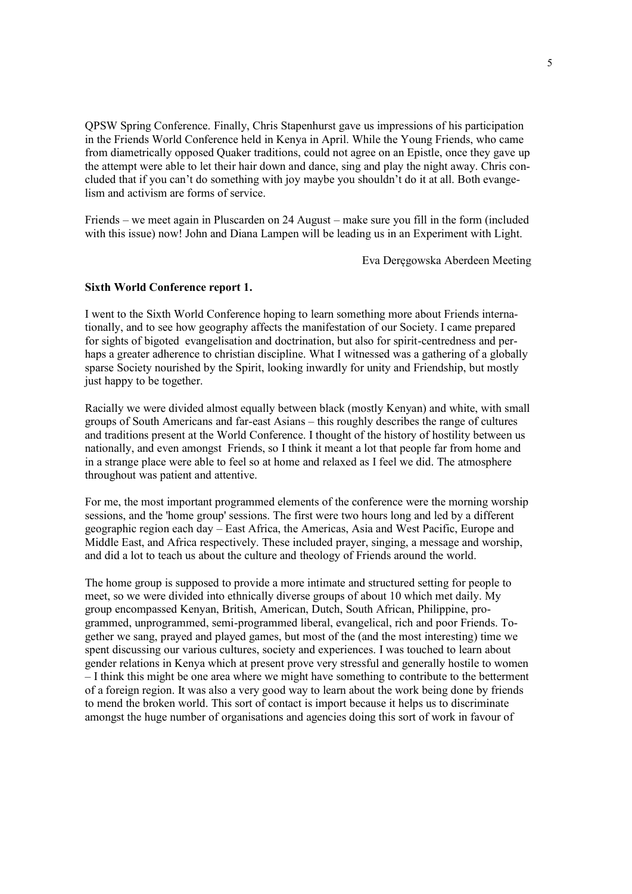QPSW Spring Conference. Finally, Chris Stapenhurst gave us impressions of his participation in the Friends World Conference held in Kenya in April. While the Young Friends, who came from diametrically opposed Quaker traditions, could not agree on an Epistle, once they gave up the attempt were able to let their hair down and dance, sing and play the night away. Chris concluded that if you can't do something with joy maybe you shouldn't do it at all. Both evangelism and activism are forms of service.

Friends – we meet again in Pluscarden on 24 August – make sure you fill in the form (included with this issue) now! John and Diana Lampen will be leading us in an Experiment with Light.

Eva Deręgowska Aberdeen Meeting

**Sixth World Conference report 1.**

I went to the Sixth World Conference hoping to learn something more about Friends internationally, and to see how geography affects the manifestation of our Society. I came prepared for sights of bigoted evangelisation and doctrination, but also for spirit-centredness and perhaps a greater adherence to christian discipline. What I witnessed was a gathering of a globally sparse Society nourished by the Spirit, looking inwardly for unity and Friendship, but mostly just happy to be together.

Racially we were divided almost equally between black (mostly Kenyan) and white, with small groups of South Americans and far-east Asians – this roughly describes the range of cultures and traditions present at the World Conference. I thought of the history of hostility between us nationally, and even amongst Friends, so I think it meant a lot that people far from home and in a strange place were able to feel so at home and relaxed as I feel we did. The atmosphere throughout was patient and attentive.

For me, the most important programmed elements of the conference were the morning worship sessions, and the 'home group' sessions. The first were two hours long and led by a different geographic region each day – East Africa, the Americas, Asia and West Pacific, Europe and Middle East, and Africa respectively. These included prayer, singing, a message and worship, and did a lot to teach us about the culture and theology of Friends around the world.

The home group is supposed to provide a more intimate and structured setting for people to meet, so we were divided into ethnically diverse groups of about 10 which met daily. My group encompassed Kenyan, British, American, Dutch, South African, Philippine, programmed, unprogrammed, semi-programmed liberal, evangelical, rich and poor Friends. Together we sang, prayed and played games, but most of the (and the most interesting) time we spent discussing our various cultures, society and experiences. I was touched to learn about gender relations in Kenya which at present prove very stressful and generally hostile to women – I think this might be one area where we might have something to contribute to the betterment of a foreign region. It was also a very good way to learn about the work being done by friends to mend the broken world. This sort of contact is import because it helps us to discriminate amongst the huge number of organisations and agencies doing this sort of work in favour of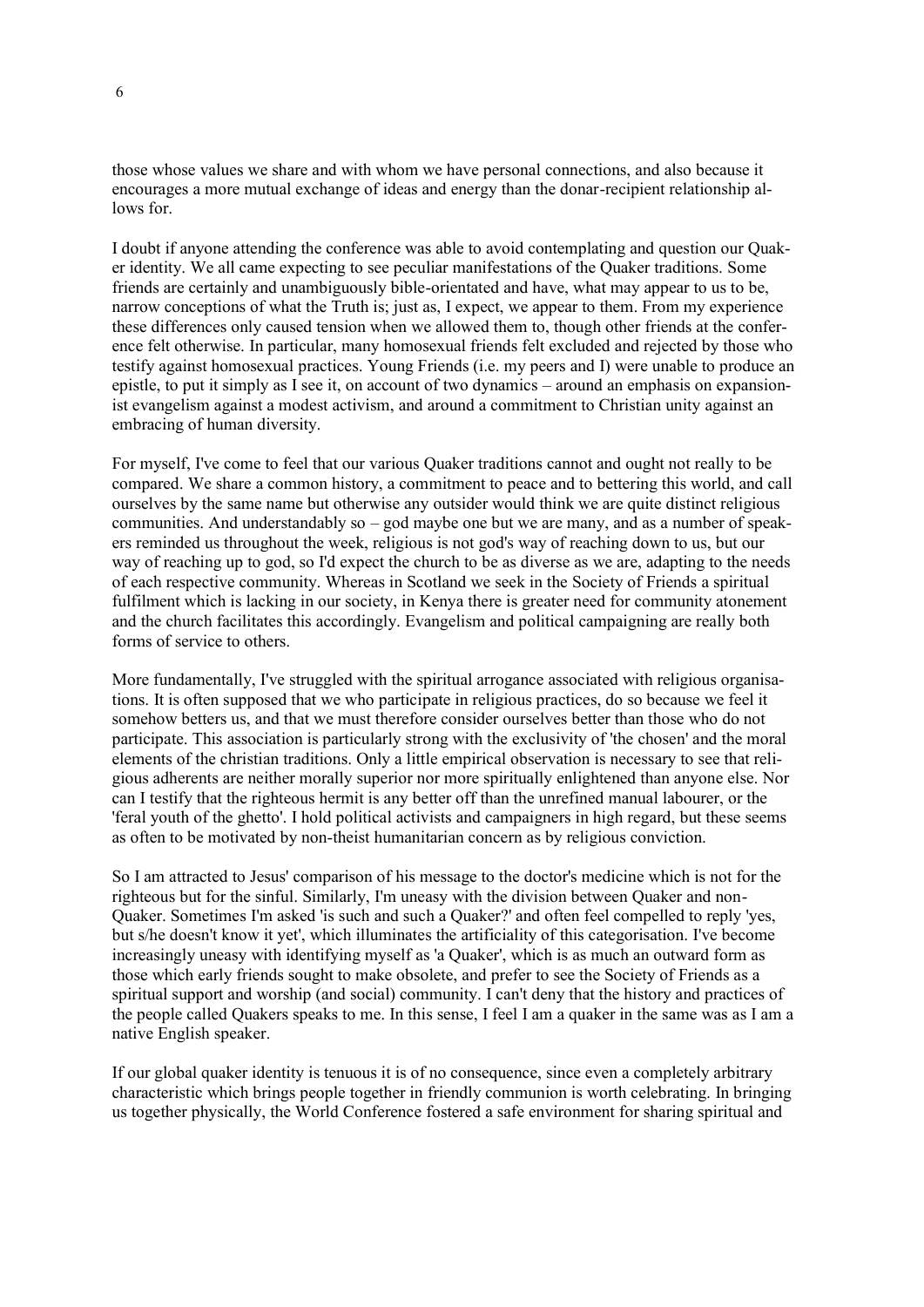those whose values we share and with whom we have personal connections, and also because it encourages a more mutual exchange of ideas and energy than the donar-recipient relationship allows for.

I doubt if anyone attending the conference was able to avoid contemplating and question our Quaker identity. We all came expecting to see peculiar manifestations of the Quaker traditions. Some friends are certainly and unambiguously bible-orientated and have, what may appear to us to be, narrow conceptions of what the Truth is; just as, I expect, we appear to them. From my experience these differences only caused tension when we allowed them to, though other friends at the conference felt otherwise. In particular, many homosexual friends felt excluded and rejected by those who testify against homosexual practices. Young Friends (i.e. my peers and I) were unable to produce an epistle, to put it simply as I see it, on account of two dynamics – around an emphasis on expansionist evangelism against a modest activism, and around a commitment to Christian unity against an embracing of human diversity.

For myself, I've come to feel that our various Quaker traditions cannot and ought not really to be compared. We share a common history, a commitment to peace and to bettering this world, and call ourselves by the same name but otherwise any outsider would think we are quite distinct religious communities. And understandably so – god maybe one but we are many, and as a number of speakers reminded us throughout the week, religious is not god's way of reaching down to us, but our way of reaching up to god, so I'd expect the church to be as diverse as we are, adapting to the needs of each respective community. Whereas in Scotland we seek in the Society of Friends a spiritual fulfilment which is lacking in our society, in Kenya there is greater need for community atonement and the church facilitates this accordingly. Evangelism and political campaigning are really both forms of service to others.

More fundamentally, I've struggled with the spiritual arrogance associated with religious organisations. It is often supposed that we who participate in religious practices, do so because we feel it somehow betters us, and that we must therefore consider ourselves better than those who do not participate. This association is particularly strong with the exclusivity of 'the chosen' and the moral elements of the christian traditions. Only a little empirical observation is necessary to see that religious adherents are neither morally superior nor more spiritually enlightened than anyone else. Nor can I testify that the righteous hermit is any better off than the unrefined manual labourer, or the 'feral youth of the ghetto'. I hold political activists and campaigners in high regard, but these seems as often to be motivated by non-theist humanitarian concern as by religious conviction.

So I am attracted to Jesus' comparison of his message to the doctor's medicine which is not for the righteous but for the sinful. Similarly, I'm uneasy with the division between Quaker and non-Quaker. Sometimes I'm asked 'is such and such a Quaker?' and often feel compelled to reply 'yes, but s/he doesn't know it yet', which illuminates the artificiality of this categorisation. I've become increasingly uneasy with identifying myself as 'a Quaker', which is as much an outward form as those which early friends sought to make obsolete, and prefer to see the Society of Friends as a spiritual support and worship (and social) community. I can't deny that the history and practices of the people called Quakers speaks to me. In this sense, I feel I am a quaker in the same was as I am a native English speaker.

If our global quaker identity is tenuous it is of no consequence, since even a completely arbitrary characteristic which brings people together in friendly communion is worth celebrating. In bringing us together physically, the World Conference fostered a safe environment for sharing spiritual and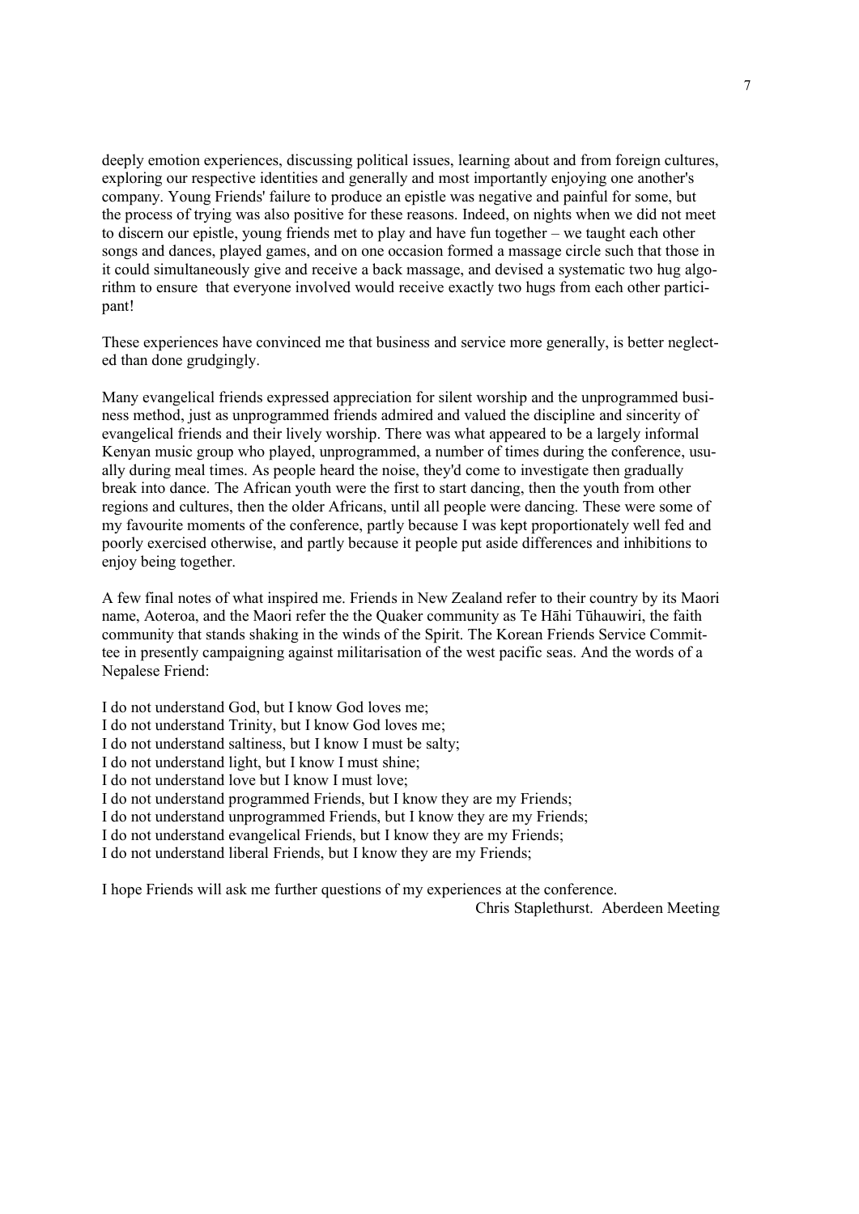deeply emotion experiences, discussing political issues, learning about and from foreign cultures, exploring our respective identities and generally and most importantly enjoying one another's company. Young Friends' failure to produce an epistle was negative and painful for some, but the process of trying was also positive for these reasons. Indeed, on nights when we did not meet to discern our epistle, young friends met to play and have fun together – we taught each other songs and dances, played games, and on one occasion formed a massage circle such that those in it could simultaneously give and receive a back massage, and devised a systematic two hug algorithm to ensure that everyone involved would receive exactly two hugs from each other participant!

These experiences have convinced me that business and service more generally, is better neglected than done grudgingly.

Many evangelical friends expressed appreciation for silent worship and the unprogrammed business method, just as unprogrammed friends admired and valued the discipline and sincerity of evangelical friends and their lively worship. There was what appeared to be a largely informal Kenyan music group who played, unprogrammed, a number of times during the conference, usually during meal times. As people heard the noise, they'd come to investigate then gradually break into dance. The African youth were the first to start dancing, then the youth from other regions and cultures, then the older Africans, until all people were dancing. These were some of my favourite moments of the conference, partly because I was kept proportionately well fed and poorly exercised otherwise, and partly because it people put aside differences and inhibitions to enjoy being together.

A few final notes of what inspired me. Friends in New Zealand refer to their country by its Maori name, Aoteroa, and the Maori refer the the Quaker community as Te Hāhi Tūhauwiri, the faith community that stands shaking in the winds of the Spirit. The Korean Friends Service Committee in presently campaigning against militarisation of the west pacific seas. And the words of a Nepalese Friend:

I do not understand God, but I know God loves me;
I do not understand Trinity, but I know God loves me;
I do not understand saltiness, but I know I must be salty;
I do not understand light, but I know I must shine;
I do not understand love but I know I must love;
I do not understand programmed Friends, but I know they are my Friends;
I do not understand unprogrammed Friends, but I know they are my Friends;
I do not understand evangelical Friends, but I know they are my Friends;
I do not understand liberal Friends, but I know they are my Friends;

I hope Friends will ask me further questions of my experiences at the conference.

Chris Staplethurst. Aberdeen Meeting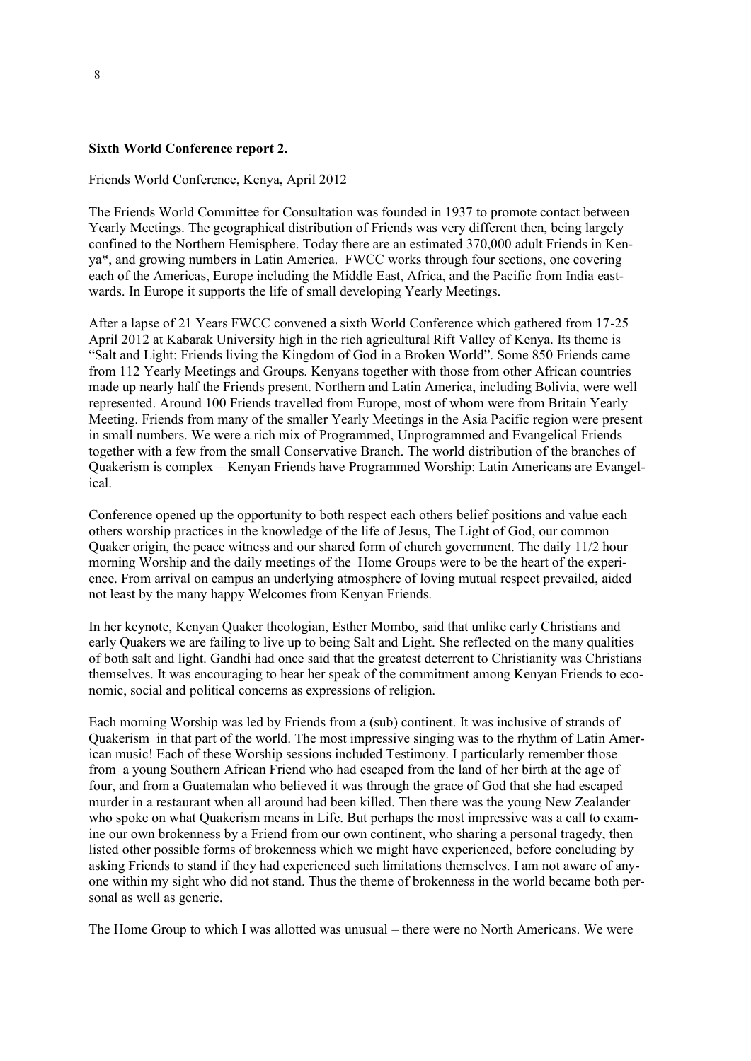**Sixth World Conference report 2.**

Friends World Conference, Kenya, April 2012

The Friends World Committee for Consultation was founded in 1937 to promote contact between Yearly Meetings. The geographical distribution of Friends was very different then, being largely confined to the Northern Hemisphere. Today there are an estimated 370,000 adult Friends in Kenya*, and growing numbers in Latin America. FWCC works through four sections, one covering each of the Americas, Europe including the Middle East, Africa, and the Pacific from India eastwards. In Europe it supports the life of small developing Yearly Meetings.

After a lapse of 21 Years FWCC convened a sixth World Conference which gathered from 17-25 April 2012 at Kabarak University high in the rich agricultural Rift Valley of Kenya. Its theme is "Salt and Light: Friends living the Kingdom of God in a Broken World". Some 850 Friends came from 112 Yearly Meetings and Groups. Kenyans together with those from other African countries made up nearly half the Friends present. Northern and Latin America, including Bolivia, were well represented. Around 100 Friends travelled from Europe, most of whom were from Britain Yearly Meeting. Friends from many of the smaller Yearly Meetings in the Asia Pacific region were present in small numbers. We were a rich mix of Programmed, Unprogrammed and Evangelical Friends together with a few from the small Conservative Branch. The world distribution of the branches of Quakerism is complex – Kenyan Friends have Programmed Worship: Latin Americans are Evangelical.

Conference opened up the opportunity to both respect each others belief positions and value each others worship practices in the knowledge of the life of Jesus, The Light of God, our common Quaker origin, the peace witness and our shared form of church government. The daily 11/2 hour morning Worship and the daily meetings of the Home Groups were to be the heart of the experience. From arrival on campus an underlying atmosphere of loving mutual respect prevailed, aided not least by the many happy Welcomes from Kenyan Friends.

In her keynote, Kenyan Quaker theologian, Esther Mombo, said that unlike early Christians and early Quakers we are failing to live up to being Salt and Light. She reflected on the many qualities of both salt and light. Gandhi had once said that the greatest deterrent to Christianity was Christians themselves. It was encouraging to hear her speak of the commitment among Kenyan Friends to economic, social and political concerns as expressions of religion.

Each morning Worship was led by Friends from a (sub) continent. It was inclusive of strands of Quakerism in that part of the world. The most impressive singing was to the rhythm of Latin American music! Each of these Worship sessions included Testimony. I particularly remember those from a young Southern African Friend who had escaped from the land of her birth at the age of four, and from a Guatemalan who believed it was through the grace of God that she had escaped murder in a restaurant when all around had been killed. Then there was the young New Zealander who spoke on what Quakerism means in Life. But perhaps the most impressive was a call to examine our own brokenness by a Friend from our own continent, who sharing a personal tragedy, then listed other possible forms of brokenness which we might have experienced, before concluding by asking Friends to stand if they had experienced such limitations themselves. I am not aware of anyone within my sight who did not stand. Thus the theme of brokenness in the world became both personal as well as generic.

The Home Group to which I was allotted was unusual – there were no North Americans. We were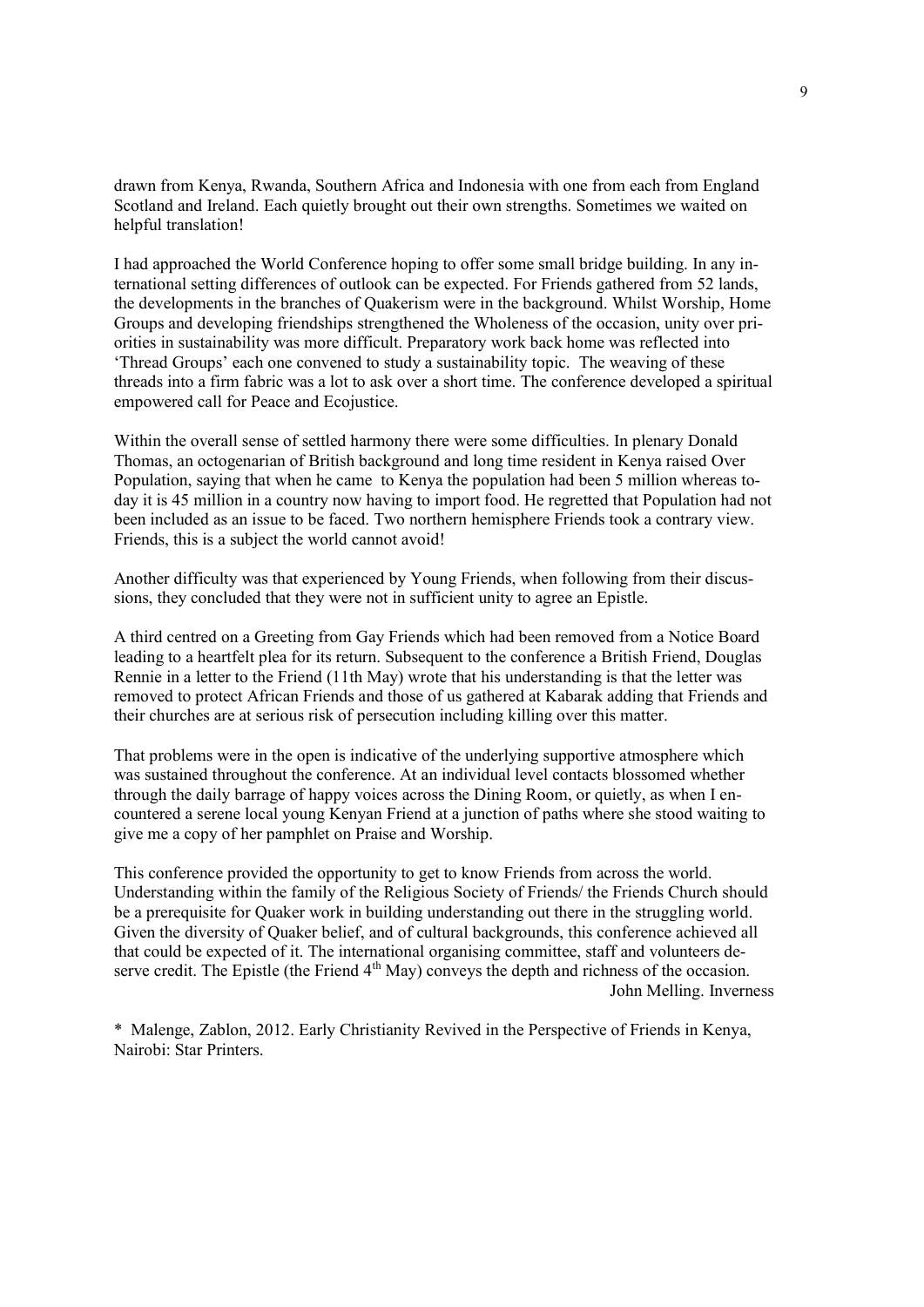drawn from Kenya, Rwanda, Southern Africa and Indonesia with one from each from England Scotland and Ireland. Each quietly brought out their own strengths. Sometimes we waited on helpful translation!

I had approached the World Conference hoping to offer some small bridge building. In any international setting differences of outlook can be expected. For Friends gathered from 52 lands, the developments in the branches of Quakerism were in the background. Whilst Worship, Home Groups and developing friendships strengthened the Wholeness of the occasion, unity over priorities in sustainability was more difficult. Preparatory work back home was reflected into 'Thread Groups' each one convened to study a sustainability topic. The weaving of these threads into a firm fabric was a lot to ask over a short time. The conference developed a spiritual empowered call for Peace and Ecojustice.

Within the overall sense of settled harmony there were some difficulties. In plenary Donald Thomas, an octogenarian of British background and long time resident in Kenya raised Over Population, saying that when he came to Kenya the population had been 5 million whereas today it is 45 million in a country now having to import food. He regretted that Population had not been included as an issue to be faced. Two northern hemisphere Friends took a contrary view. Friends, this is a subject the world cannot avoid!

Another difficulty was that experienced by Young Friends, when following from their discussions, they concluded that they were not in sufficient unity to agree an Epistle.

A third centred on a Greeting from Gay Friends which had been removed from a Notice Board leading to a heartfelt plea for its return. Subsequent to the conference a British Friend, Douglas Rennie in a letter to the Friend (11th May) wrote that his understanding is that the letter was removed to protect African Friends and those of us gathered at Kabarak adding that Friends and their churches are at serious risk of persecution including killing over this matter.

That problems were in the open is indicative of the underlying supportive atmosphere which was sustained throughout the conference. At an individual level contacts blossomed whether through the daily barrage of happy voices across the Dining Room, or quietly, as when I encountered a serene local young Kenyan Friend at a junction of paths where she stood waiting to give me a copy of her pamphlet on Praise and Worship.

This conference provided the opportunity to get to know Friends from across the world. Understanding within the family of the Religious Society of Friends/ the Friends Church should be a prerequisite for Quaker work in building understanding out there in the struggling world. Given the diversity of Quaker belief, and of cultural backgrounds, this conference achieved all that could be expected of it. The international organising committee, staff and volunteers deserve credit. The Epistle (the Friend 4th May) conveys the depth and richness of the occasion.

John Melling. Inverness

\* Malenge, Zablon, 2012. Early Christianity Revived in the Perspective of Friends in Kenya, Nairobi: Star Printers.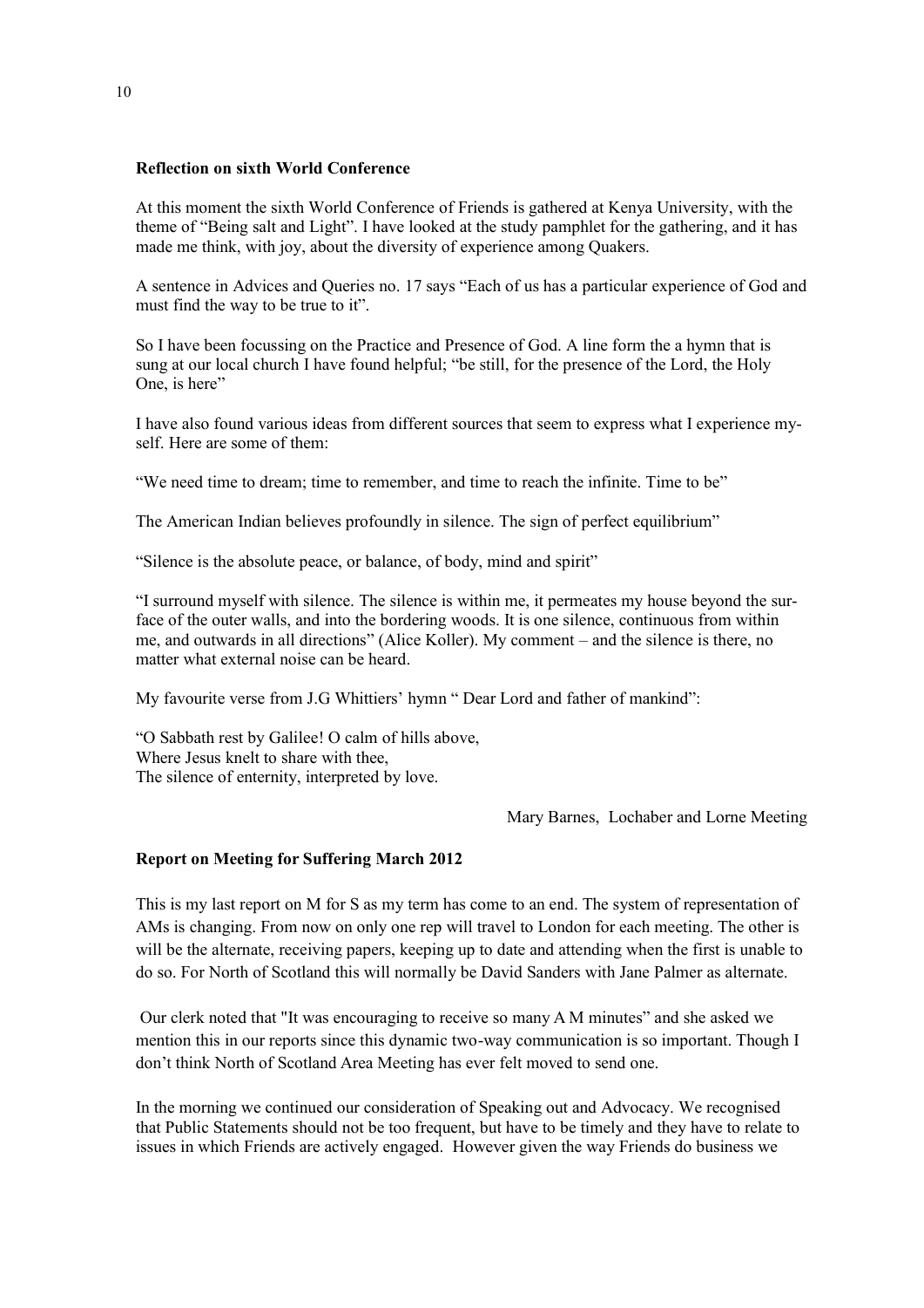**Reflection on sixth World Conference**

At this moment the sixth World Conference of Friends is gathered at Kenya University, with the theme of "Being salt and Light". I have looked at the study pamphlet for the gathering, and it has made me think, with joy, about the diversity of experience among Quakers.

A sentence in Advices and Queries no. 17 says "Each of us has a particular experience of God and must find the way to be true to it".

So I have been focussing on the Practice and Presence of God. A line form the a hymn that is sung at our local church I have found helpful; "be still, for the presence of the Lord, the Holy One, is here"

I have also found various ideas from different sources that seem to express what I experience myself. Here are some of them:

"We need time to dream; time to remember, and time to reach the infinite. Time to be"

The American Indian believes profoundly in silence. The sign of perfect equilibrium"

"Silence is the absolute peace, or balance, of body, mind and spirit"

"I surround myself with silence. The silence is within me, it permeates my house beyond the surface of the outer walls, and into the bordering woods. It is one silence, continuous from within me, and outwards in all directions" (Alice Koller). My comment – and the silence is there, no matter what external noise can be heard.

My favourite verse from J.G Whittiers' hymn " Dear Lord and father of mankind":

"O Sabbath rest by Galilee! O calm of hills above,
Where Jesus knelt to share with thee,
The silence of enternity, interpreted by love.

Mary Barnes, Lochaber and Lorne Meeting

**Report on Meeting for Suffering March 2012**

This is my last report on M for S as my term has come to an end. The system of representation of AMs is changing. From now on only one rep will travel to London for each meeting. The other is will be the alternate, receiving papers, keeping up to date and attending when the first is unable to do so. For North of Scotland this will normally be David Sanders with Jane Palmer as alternate.

Our clerk noted that "It was encouraging to receive so many A M minutes" and she asked we mention this in our reports since this dynamic two-way communication is so important. Though I don't think North of Scotland Area Meeting has ever felt moved to send one.

In the morning we continued our consideration of Speaking out and Advocacy. We recognised that Public Statements should not be too frequent, but have to be timely and they have to relate to issues in which Friends are actively engaged. However given the way Friends do business we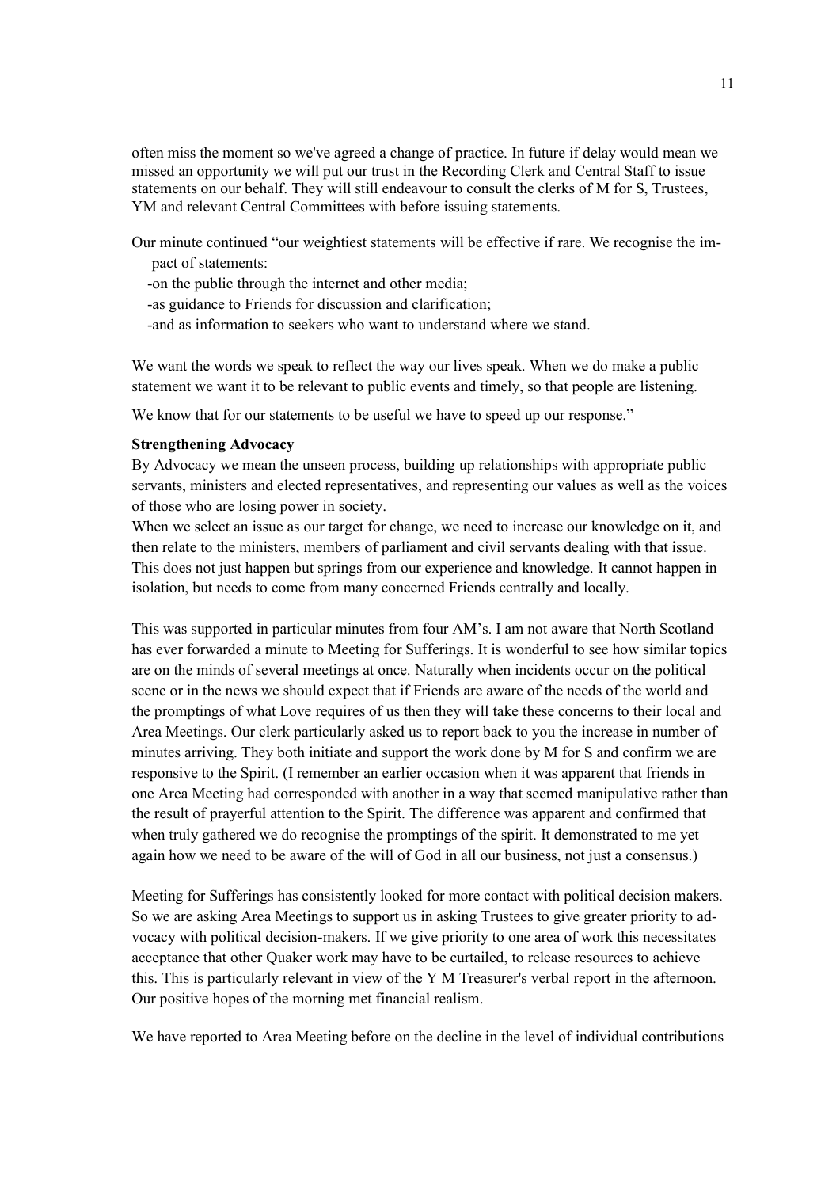often miss the moment so we've agreed a change of practice. In future if delay would mean we missed an opportunity we will put our trust in the Recording Clerk and Central Staff to issue statements on our behalf. They will still endeavour to consult the clerks of M for S, Trustees, YM and relevant Central Committees with before issuing statements.

Our minute continued "our weightiest statements will be effective if rare. We recognise the impact of statements:

-on the public through the internet and other media;

-as guidance to Friends for discussion and clarification;

-and as information to seekers who want to understand where we stand.

We want the words we speak to reflect the way our lives speak. When we do make a public statement we want it to be relevant to public events and timely, so that people are listening.

We know that for our statements to be useful we have to speed up our response."

**Strengthening Advocacy**

By Advocacy we mean the unseen process, building up relationships with appropriate public servants, ministers and elected representatives, and representing our values as well as the voices of those who are losing power in society.

When we select an issue as our target for change, we need to increase our knowledge on it, and then relate to the ministers, members of parliament and civil servants dealing with that issue. This does not just happen but springs from our experience and knowledge. It cannot happen in isolation, but needs to come from many concerned Friends centrally and locally.

This was supported in particular minutes from four AM's. I am not aware that North Scotland has ever forwarded a minute to Meeting for Sufferings. It is wonderful to see how similar topics are on the minds of several meetings at once. Naturally when incidents occur on the political scene or in the news we should expect that if Friends are aware of the needs of the world and the promptings of what Love requires of us then they will take these concerns to their local and Area Meetings. Our clerk particularly asked us to report back to you the increase in number of minutes arriving. They both initiate and support the work done by M for S and confirm we are responsive to the Spirit. (I remember an earlier occasion when it was apparent that friends in one Area Meeting had corresponded with another in a way that seemed manipulative rather than the result of prayerful attention to the Spirit. The difference was apparent and confirmed that when truly gathered we do recognise the promptings of the spirit. It demonstrated to me yet again how we need to be aware of the will of God in all our business, not just a consensus.)

Meeting for Sufferings has consistently looked for more contact with political decision makers. So we are asking Area Meetings to support us in asking Trustees to give greater priority to advocacy with political decision-makers. If we give priority to one area of work this necessitates acceptance that other Quaker work may have to be curtailed, to release resources to achieve this. This is particularly relevant in view of the Y M Treasurer's verbal report in the afternoon. Our positive hopes of the morning met financial realism.

We have reported to Area Meeting before on the decline in the level of individual contributions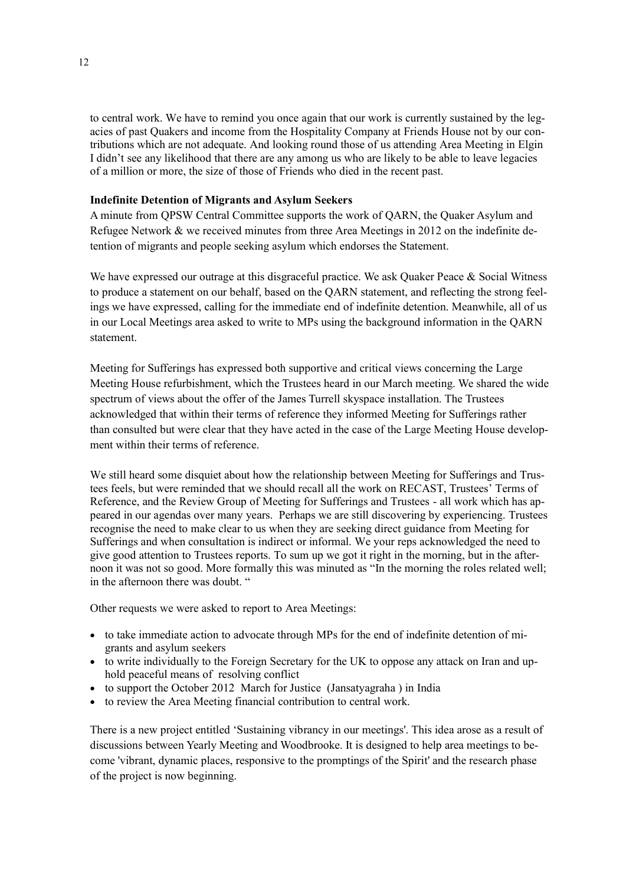to central work. We have to remind you once again that our work is currently sustained by the legacies of past Quakers and income from the Hospitality Company at Friends House not by our contributions which are not adequate. And looking round those of us attending Area Meeting in Elgin I didn't see any likelihood that there are any among us who are likely to be able to leave legacies of a million or more, the size of those of Friends who died in the recent past.

**Indefinite Detention of Migrants and Asylum Seekers**

A minute from QPSW Central Committee supports the work of QARN, the Quaker Asylum and Refugee Network & we received minutes from three Area Meetings in 2012 on the indefinite detention of migrants and people seeking asylum which endorses the Statement.

We have expressed our outrage at this disgraceful practice. We ask Quaker Peace & Social Witness to produce a statement on our behalf, based on the QARN statement, and reflecting the strong feelings we have expressed, calling for the immediate end of indefinite detention. Meanwhile, all of us in our Local Meetings area asked to write to MPs using the background information in the QARN statement.

Meeting for Sufferings has expressed both supportive and critical views concerning the Large Meeting House refurbishment, which the Trustees heard in our March meeting. We shared the wide spectrum of views about the offer of the James Turrell skyspace installation. The Trustees acknowledged that within their terms of reference they informed Meeting for Sufferings rather than consulted but were clear that they have acted in the case of the Large Meeting House development within their terms of reference.

We still heard some disquiet about how the relationship between Meeting for Sufferings and Trustees feels, but were reminded that we should recall all the work on RECAST, Trustees' Terms of Reference, and the Review Group of Meeting for Sufferings and Trustees - all work which has appeared in our agendas over many years. Perhaps we are still discovering by experiencing. Trustees recognise the need to make clear to us when they are seeking direct guidance from Meeting for Sufferings and when consultation is indirect or informal. We your reps acknowledged the need to give good attention to Trustees reports. To sum up we got it right in the morning, but in the afternoon it was not so good. More formally this was minuted as "In the morning the roles related well; in the afternoon there was doubt. "

Other requests we were asked to report to Area Meetings:

- to take immediate action to advocate through MPs for the end of indefinite detention of migrants and asylum seekers
- to write individually to the Foreign Secretary for the UK to oppose any attack on Iran and uphold peaceful means of resolving conflict
- to support the October 2012 March for Justice (Jansatyagraha ) in India
- to review the Area Meeting financial contribution to central work.

There is a new project entitled 'Sustaining vibrancy in our meetings'. This idea arose as a result of discussions between Yearly Meeting and Woodbrooke. It is designed to help area meetings to become 'vibrant, dynamic places, responsive to the promptings of the Spirit' and the research phase of the project is now beginning.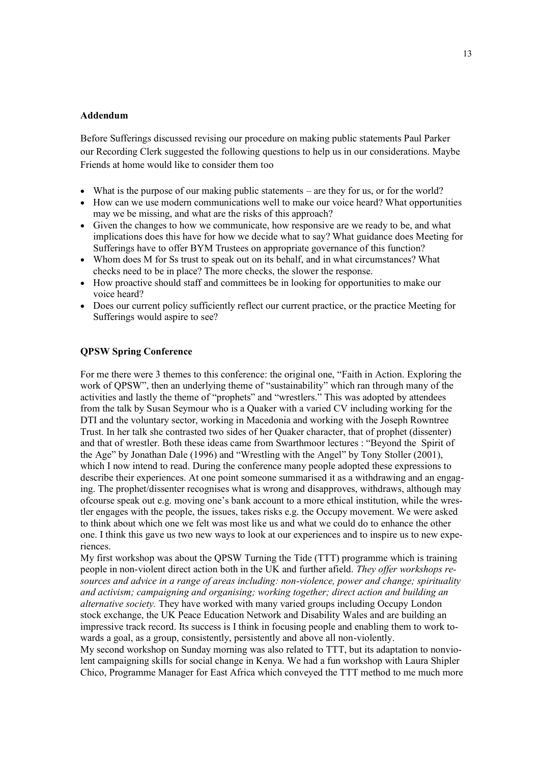### Addendum

Before Sufferings discussed revising our procedure on making public statements Paul Parker our Recording Clerk suggested the following questions to help us in our considerations. Maybe Friends at home would like to consider them too

- What is the purpose of our making public statements – are they for us, or for the world?
- How can we use modern communications well to make our voice heard? What opportunities may we be missing, and what are the risks of this approach?
- Given the changes to how we communicate, how responsive are we ready to be, and what implications does this have for how we decide what to say? What guidance does Meeting for Sufferings have to offer BYM Trustees on appropriate governance of this function?
- Whom does M for Ss trust to speak out on its behalf, and in what circumstances? What checks need to be in place? The more checks, the slower the response.
- How proactive should staff and committees be in looking for opportunities to make our voice heard?
- Does our current policy sufficiently reflect our current practice, or the practice Meeting for Sufferings would aspire to see?

### QPSW Spring Conference

For me there were 3 themes to this conference: the original one, "Faith in Action. Exploring the work of QPSW", then an underlying theme of "sustainability" which ran through many of the activities and lastly the theme of "prophets" and "wrestlers." This was adopted by attendees from the talk by Susan Seymour who is a Quaker with a varied CV including working for the DTI and the voluntary sector, working in Macedonia and working with the Joseph Rowntree Trust. In her talk she contrasted two sides of her Quaker character, that of prophet (dissenter) and that of wrestler. Both these ideas came from Swarthmoor lectures : "Beyond the Spirit of the Age" by Jonathan Dale (1996) and "Wrestling with the Angel" by Tony Stoller (2001), which I now intend to read. During the conference many people adopted these expressions to describe their experiences. At one point someone summarised it as a withdrawing and an engaging. The prophet/dissenter recognises what is wrong and disapproves, withdraws, although may ofcourse speak out e.g. moving one's bank account to a more ethical institution, while the wrestler engages with the people, the issues, takes risks e.g. the Occupy movement. We were asked to think about which one we felt was most like us and what we could do to enhance the other one. I think this gave us two new ways to look at our experiences and to inspire us to new experiences.

My first workshop was about the QPSW Turning the Tide (TTT) programme which is training people in non-violent direct action both in the UK and further afield. *They offer workshops resources and advice in a range of areas including: non-violence, power and change; spirituality and activism; campaigning and organising; working together; direct action and building an alternative society.* They have worked with many varied groups including Occupy London stock exchange, the UK Peace Education Network and Disability Wales and are building an impressive track record. Its success is I think in focusing people and enabling them to work towards a goal, as a group, consistently, persistently and above all non-violently.

My second workshop on Sunday morning was also related to TTT, but its adaptation to nonviolent campaigning skills for social change in Kenya. We had a fun workshop with Laura Shipler Chico, Programme Manager for East Africa which conveyed the TTT method to me much more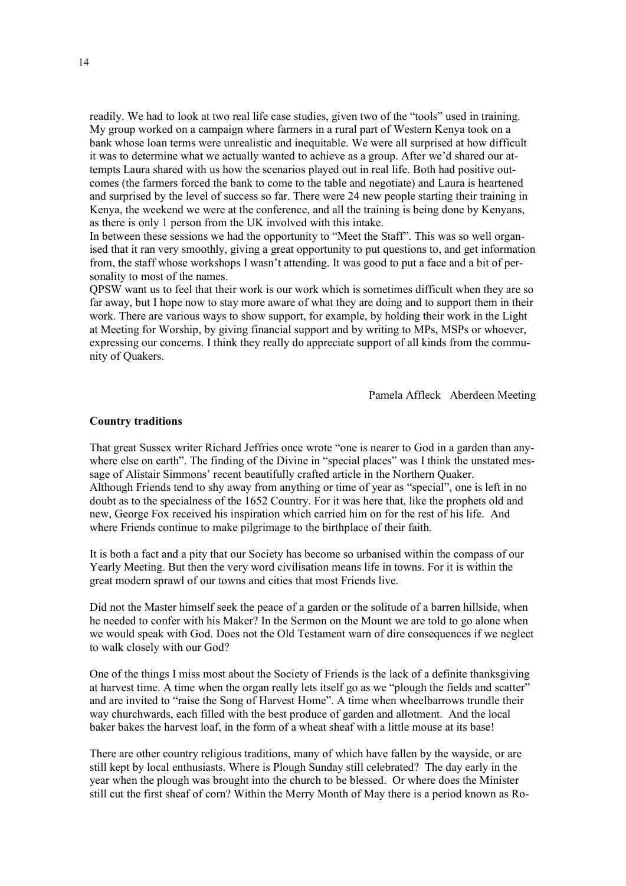readily. We had to look at two real life case studies, given two of the "tools" used in training. My group worked on a campaign where farmers in a rural part of Western Kenya took on a bank whose loan terms were unrealistic and inequitable. We were all surprised at how difficult it was to determine what we actually wanted to achieve as a group. After we'd shared our attempts Laura shared with us how the scenarios played out in real life. Both had positive outcomes (the farmers forced the bank to come to the table and negotiate) and Laura is heartened and surprised by the level of success so far. There were 24 new people starting their training in Kenya, the weekend we were at the conference, and all the training is being done by Kenyans, as there is only 1 person from the UK involved with this intake.

In between these sessions we had the opportunity to "Meet the Staff". This was so well organised that it ran very smoothly, giving a great opportunity to put questions to, and get information from, the staff whose workshops I wasn't attending. It was good to put a face and a bit of personality to most of the names.

QPSW want us to feel that their work is our work which is sometimes difficult when they are so far away, but I hope now to stay more aware of what they are doing and to support them in their work. There are various ways to show support, for example, by holding their work in the Light at Meeting for Worship, by giving financial support and by writing to MPs, MSPs or whoever, expressing our concerns. I think they really do appreciate support of all kinds from the community of Quakers.

Pamela Affleck   Aberdeen Meeting

**Country traditions**

That great Sussex writer Richard Jeffries once wrote "one is nearer to God in a garden than anywhere else on earth". The finding of the Divine in "special places" was I think the unstated message of Alistair Simmons' recent beautifully crafted article in the Northern Quaker. Although Friends tend to shy away from anything or time of year as "special", one is left in no doubt as to the specialness of the 1652 Country. For it was here that, like the prophets old and new, George Fox received his inspiration which carried him on for the rest of his life. And where Friends continue to make pilgrimage to the birthplace of their faith.

It is both a fact and a pity that our Society has become so urbanised within the compass of our Yearly Meeting. But then the very word civilisation means life in towns. For it is within the great modern sprawl of our towns and cities that most Friends live.

Did not the Master himself seek the peace of a garden or the solitude of a barren hillside, when he needed to confer with his Maker? In the Sermon on the Mount we are told to go alone when we would speak with God. Does not the Old Testament warn of dire consequences if we neglect to walk closely with our God?

One of the things I miss most about the Society of Friends is the lack of a definite thanksgiving at harvest time. A time when the organ really lets itself go as we "plough the fields and scatter" and are invited to "raise the Song of Harvest Home". A time when wheelbarrows trundle their way churchwards, each filled with the best produce of garden and allotment. And the local baker bakes the harvest loaf, in the form of a wheat sheaf with a little mouse at its base!

There are other country religious traditions, many of which have fallen by the wayside, or are still kept by local enthusiasts. Where is Plough Sunday still celebrated? The day early in the year when the plough was brought into the church to be blessed. Or where does the Minister still cut the first sheaf of corn? Within the Merry Month of May there is a period known as Ro-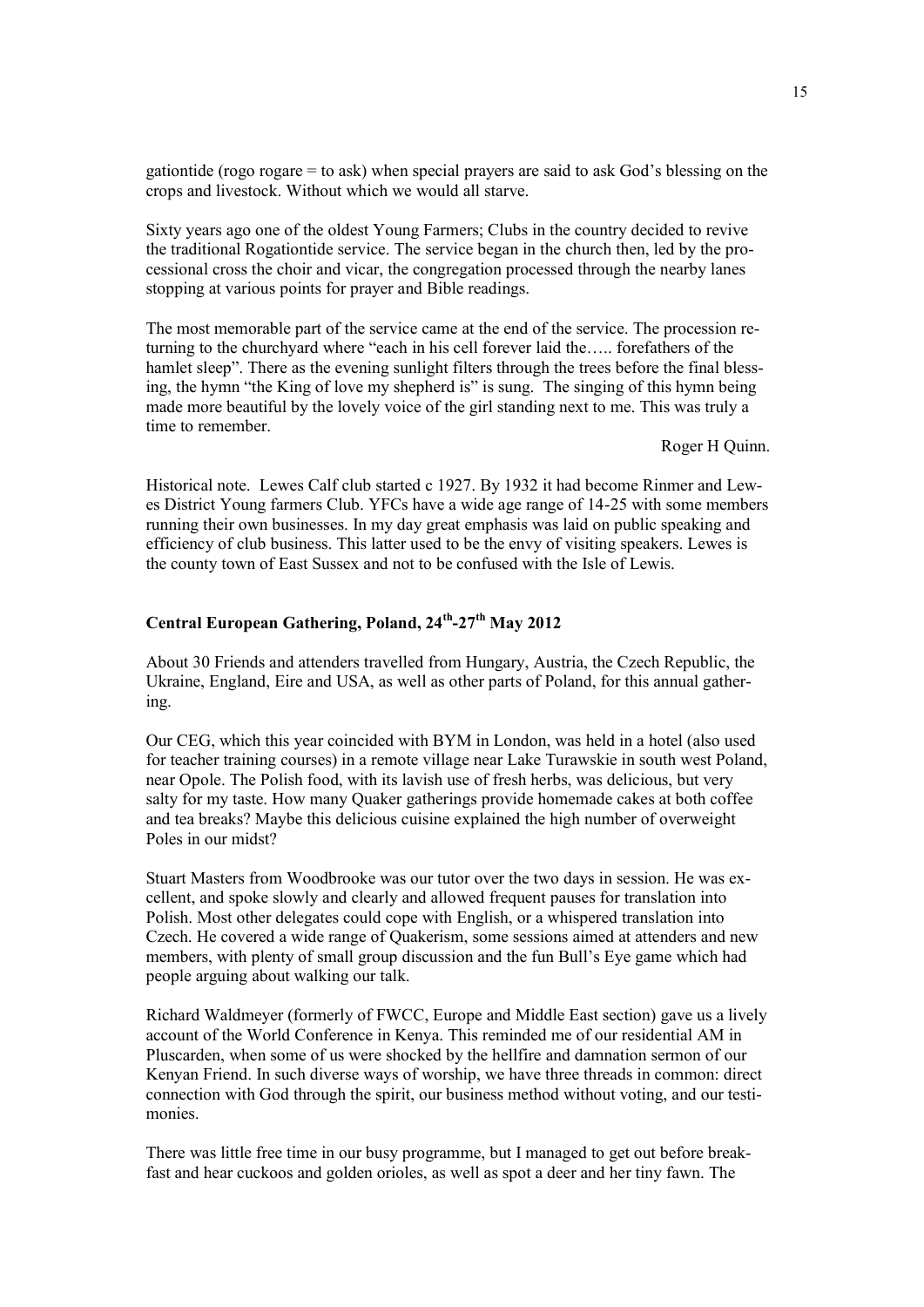gationtide (rogo rogare = to ask) when special prayers are said to ask God's blessing on the crops and livestock. Without which we would all starve.

Sixty years ago one of the oldest Young Farmers; Clubs in the country decided to revive the traditional Rogationtide service. The service began in the church then, led by the processional cross the choir and vicar, the congregation processed through the nearby lanes stopping at various points for prayer and Bible readings.

The most memorable part of the service came at the end of the service. The procession returning to the churchyard where "each in his cell forever laid the….. forefathers of the hamlet sleep". There as the evening sunlight filters through the trees before the final blessing, the hymn "the King of love my shepherd is" is sung. The singing of this hymn being made more beautiful by the lovely voice of the girl standing next to me. This was truly a time to remember.

Roger H Quinn.

Historical note. Lewes Calf club started c 1927. By 1932 it had become Rinmer and Lewes District Young farmers Club. YFCs have a wide age range of 14-25 with some members running their own businesses. In my day great emphasis was laid on public speaking and efficiency of club business. This latter used to be the envy of visiting speakers. Lewes is the county town of East Sussex and not to be confused with the Isle of Lewis.

## Central European Gathering, Poland, 24th-27th May 2012

About 30 Friends and attenders travelled from Hungary, Austria, the Czech Republic, the Ukraine, England, Eire and USA, as well as other parts of Poland, for this annual gathering.

Our CEG, which this year coincided with BYM in London, was held in a hotel (also used for teacher training courses) in a remote village near Lake Turawskie in south west Poland, near Opole. The Polish food, with its lavish use of fresh herbs, was delicious, but very salty for my taste. How many Quaker gatherings provide homemade cakes at both coffee and tea breaks? Maybe this delicious cuisine explained the high number of overweight Poles in our midst?

Stuart Masters from Woodbrooke was our tutor over the two days in session. He was excellent, and spoke slowly and clearly and allowed frequent pauses for translation into Polish. Most other delegates could cope with English, or a whispered translation into Czech. He covered a wide range of Quakerism, some sessions aimed at attenders and new members, with plenty of small group discussion and the fun Bull's Eye game which had people arguing about walking our talk.

Richard Waldmeyer (formerly of FWCC, Europe and Middle East section) gave us a lively account of the World Conference in Kenya. This reminded me of our residential AM in Pluscarden, when some of us were shocked by the hellfire and damnation sermon of our Kenyan Friend. In such diverse ways of worship, we have three threads in common: direct connection with God through the spirit, our business method without voting, and our testimonies.

There was little free time in our busy programme, but I managed to get out before breakfast and hear cuckoos and golden orioles, as well as spot a deer and her tiny fawn. The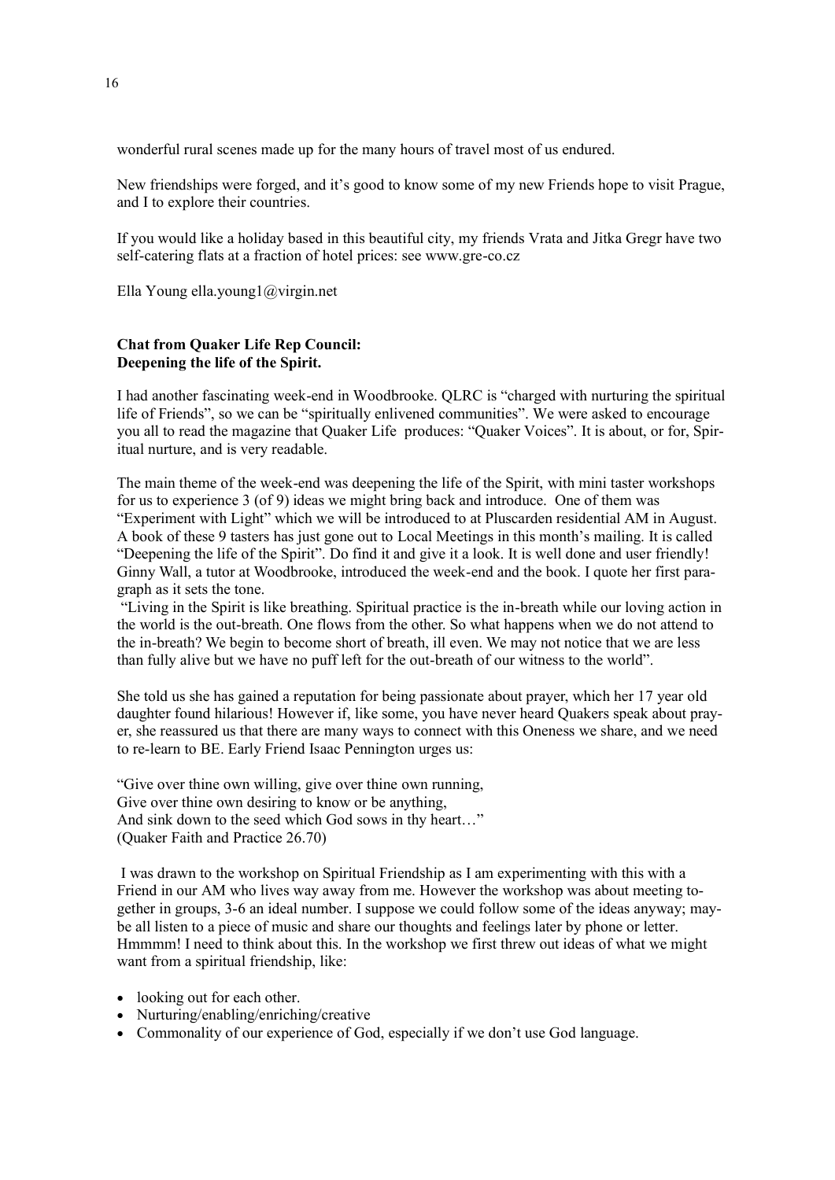wonderful rural scenes made up for the many hours of travel most of us endured.

New friendships were forged, and it's good to know some of my new Friends hope to visit Prague, and I to explore their countries.

If you would like a holiday based in this beautiful city, my friends Vrata and Jitka Gregr have two self-catering flats at a fraction of hotel prices: see www.gre-co.cz

Ella Young ella.young1@virgin.net

**Chat from Quaker Life Rep Council:**
**Deepening the life of the Spirit.**

I had another fascinating week-end in Woodbrooke. QLRC is "charged with nurturing the spiritual life of Friends", so we can be "spiritually enlivened communities". We were asked to encourage you all to read the magazine that Quaker Life produces: "Quaker Voices". It is about, or for, Spiritual nurture, and is very readable.

The main theme of the week-end was deepening the life of the Spirit, with mini taster workshops for us to experience 3 (of 9) ideas we might bring back and introduce. One of them was "Experiment with Light" which we will be introduced to at Pluscarden residential AM in August. A book of these 9 tasters has just gone out to Local Meetings in this month's mailing. It is called "Deepening the life of the Spirit". Do find it and give it a look. It is well done and user friendly! Ginny Wall, a tutor at Woodbrooke, introduced the week-end and the book. I quote her first paragraph as it sets the tone.

"Living in the Spirit is like breathing. Spiritual practice is the in-breath while our loving action in the world is the out-breath. One flows from the other. So what happens when we do not attend to the in-breath? We begin to become short of breath, ill even. We may not notice that we are less than fully alive but we have no puff left for the out-breath of our witness to the world".

She told us she has gained a reputation for being passionate about prayer, which her 17 year old daughter found hilarious! However if, like some, you have never heard Quakers speak about prayer, she reassured us that there are many ways to connect with this Oneness we share, and we need to re-learn to BE. Early Friend Isaac Pennington urges us:

"Give over thine own willing, give over thine own running,
Give over thine own desiring to know or be anything,
And sink down to the seed which God sows in thy heart…"
(Quaker Faith and Practice 26.70)

I was drawn to the workshop on Spiritual Friendship as I am experimenting with this with a Friend in our AM who lives way away from me. However the workshop was about meeting together in groups, 3-6 an ideal number. I suppose we could follow some of the ideas anyway; maybe all listen to a piece of music and share our thoughts and feelings later by phone or letter. Hmmmm! I need to think about this. In the workshop we first threw out ideas of what we might want from a spiritual friendship, like:

- looking out for each other.
- Nurturing/enabling/enriching/creative
- Commonality of our experience of God, especially if we don't use God language.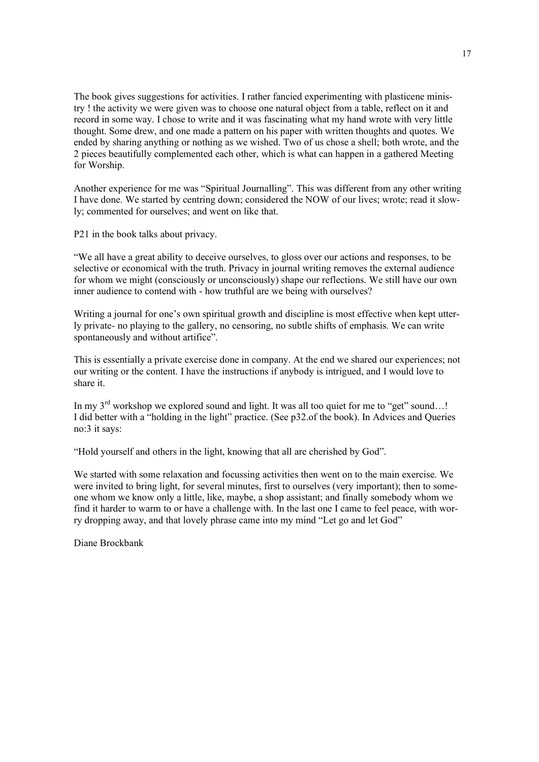The book gives suggestions for activities. I rather fancied experimenting with plasticene ministry ! the activity we were given was to choose one natural object from a table, reflect on it and record in some way. I chose to write and it was fascinating what my hand wrote with very little thought. Some drew, and one made a pattern on his paper with written thoughts and quotes. We ended by sharing anything or nothing as we wished. Two of us chose a shell; both wrote, and the 2 pieces beautifully complemented each other, which is what can happen in a gathered Meeting for Worship.

Another experience for me was "Spiritual Journalling". This was different from any other writing I have done. We started by centring down; considered the NOW of our lives; wrote; read it slowly; commented for ourselves; and went on like that.

P21 in the book talks about privacy.

"We all have a great ability to deceive ourselves, to gloss over our actions and responses, to be selective or economical with the truth. Privacy in journal writing removes the external audience for whom we might (consciously or unconsciously) shape our reflections. We still have our own inner audience to contend with - how truthful are we being with ourselves?

Writing a journal for one's own spiritual growth and discipline is most effective when kept utterly private- no playing to the gallery, no censoring, no subtle shifts of emphasis. We can write spontaneously and without artifice".

This is essentially a private exercise done in company. At the end we shared our experiences; not our writing or the content. I have the instructions if anybody is intrigued, and I would love to share it.

In my 3rd workshop we explored sound and light. It was all too quiet for me to "get" sound…! I did better with a "holding in the light" practice. (See p32.of the book). In Advices and Queries no:3 it says:

"Hold yourself and others in the light, knowing that all are cherished by God".

We started with some relaxation and focussing activities then went on to the main exercise. We were invited to bring light, for several minutes, first to ourselves (very important); then to someone whom we know only a little, like, maybe, a shop assistant; and finally somebody whom we find it harder to warm to or have a challenge with. In the last one I came to feel peace, with worry dropping away, and that lovely phrase came into my mind "Let go and let God"

Diane Brockbank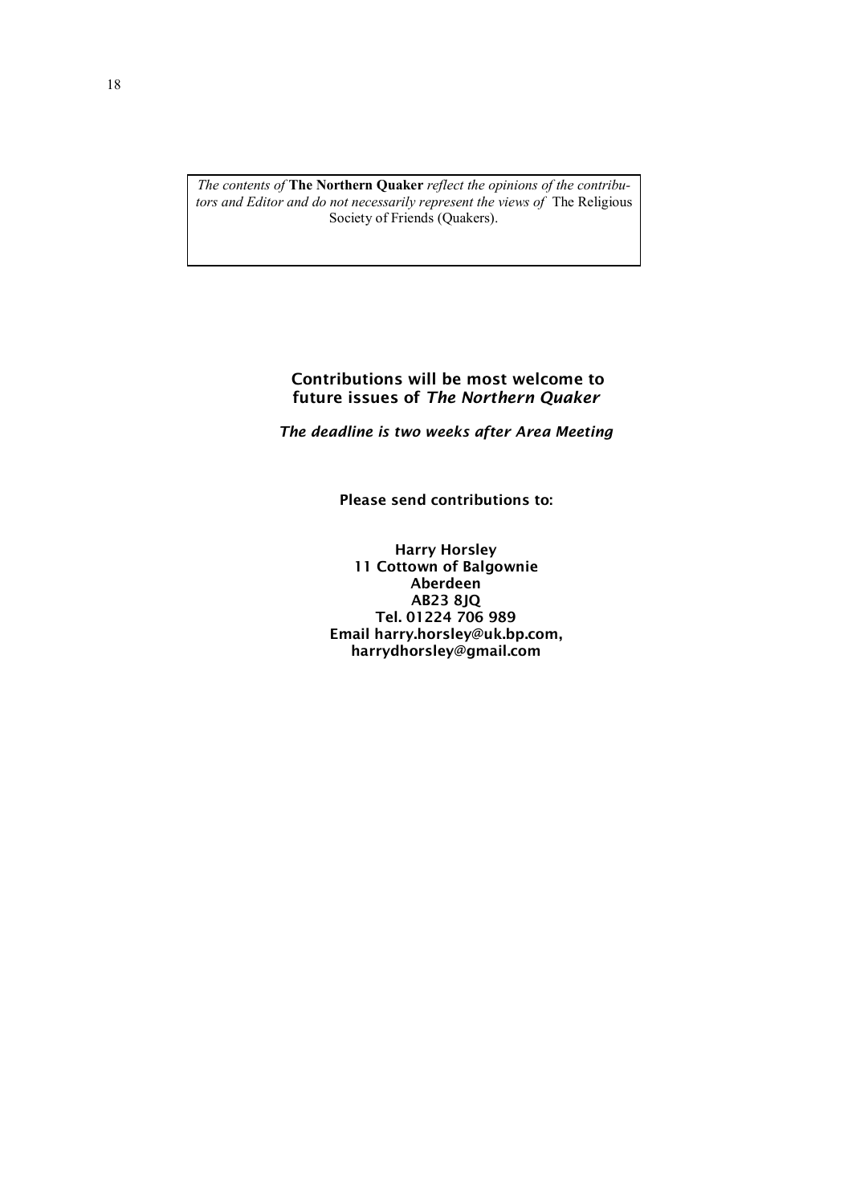*The contents of* **The Northern Quaker** *reflect the opinions of the contributors and Editor and do not necessarily represent the views of* The Religious Society of Friends (Quakers).

**Contributions will be most welcome to future issues of *The Northern Quaker***

***The deadline is two weeks after Area Meeting***

**Please send contributions to:**

**Harry Horsley**
**11 Cottown of Balgownie**
**Aberdeen**
**AB23 8JQ**
**Tel. 01224 706 989**
**Email harry.horsley@uk.bp.com, harrydhorsley@gmail.com**